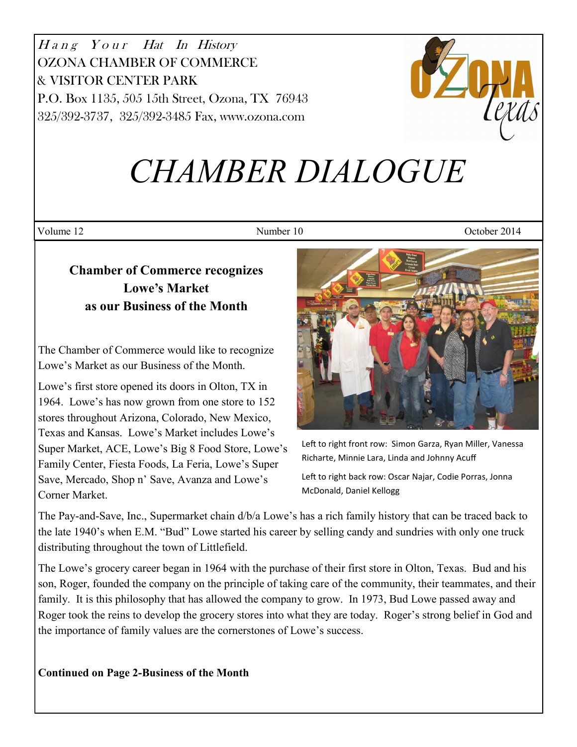*Hang Your Hat In History*
OZONA CHAMBER OF COMMERCE
& VISITOR CENTER PARK
P.O. Box 1135, 505 15th Street, Ozona, TX 76943
325/392-3737, 325/392-3485 Fax, www.ozona.com

# *CHAMBER DIALOGUE*

Volume 12 | Number 10 | October 2014

## Chamber of Commerce recognizes Lowe's Market as our Business of the Month

The Chamber of Commerce would like to recognize Lowe's Market as our Business of the Month.

Lowe's first store opened its doors in Olton, TX in 1964. Lowe's has now grown from one store to 152 stores throughout Arizona, Colorado, New Mexico, Texas and Kansas. Lowe's Market includes Lowe's Super Market, ACE, Lowe's Big 8 Food Store, Lowe's Family Center, Fiesta Foods, La Feria, Lowe's Super Save, Mercado, Shop n' Save, Avanza and Lowe's Corner Market.

Left to right front row: Simon Garza, Ryan Miller, Vanessa Richarte, Minnie Lara, Linda and Johnny Acuff

Left to right back row: Oscar Najar, Codie Porras, Jonna McDonald, Daniel Kellogg

The Pay-and-Save, Inc., Supermarket chain d/b/a Lowe's has a rich family history that can be traced back to the late 1940's when E.M. "Bud" Lowe started his career by selling candy and sundries with only one truck distributing throughout the town of Littlefield.

The Lowe's grocery career began in 1964 with the purchase of their first store in Olton, Texas. Bud and his son, Roger, founded the company on the principle of taking care of the community, their teammates, and their family. It is this philosophy that has allowed the company to grow. In 1973, Bud Lowe passed away and Roger took the reins to develop the grocery stores into what they are today. Roger's strong belief in God and the importance of family values are the cornerstones of Lowe's success.

**Continued on Page 2-Business of the Month**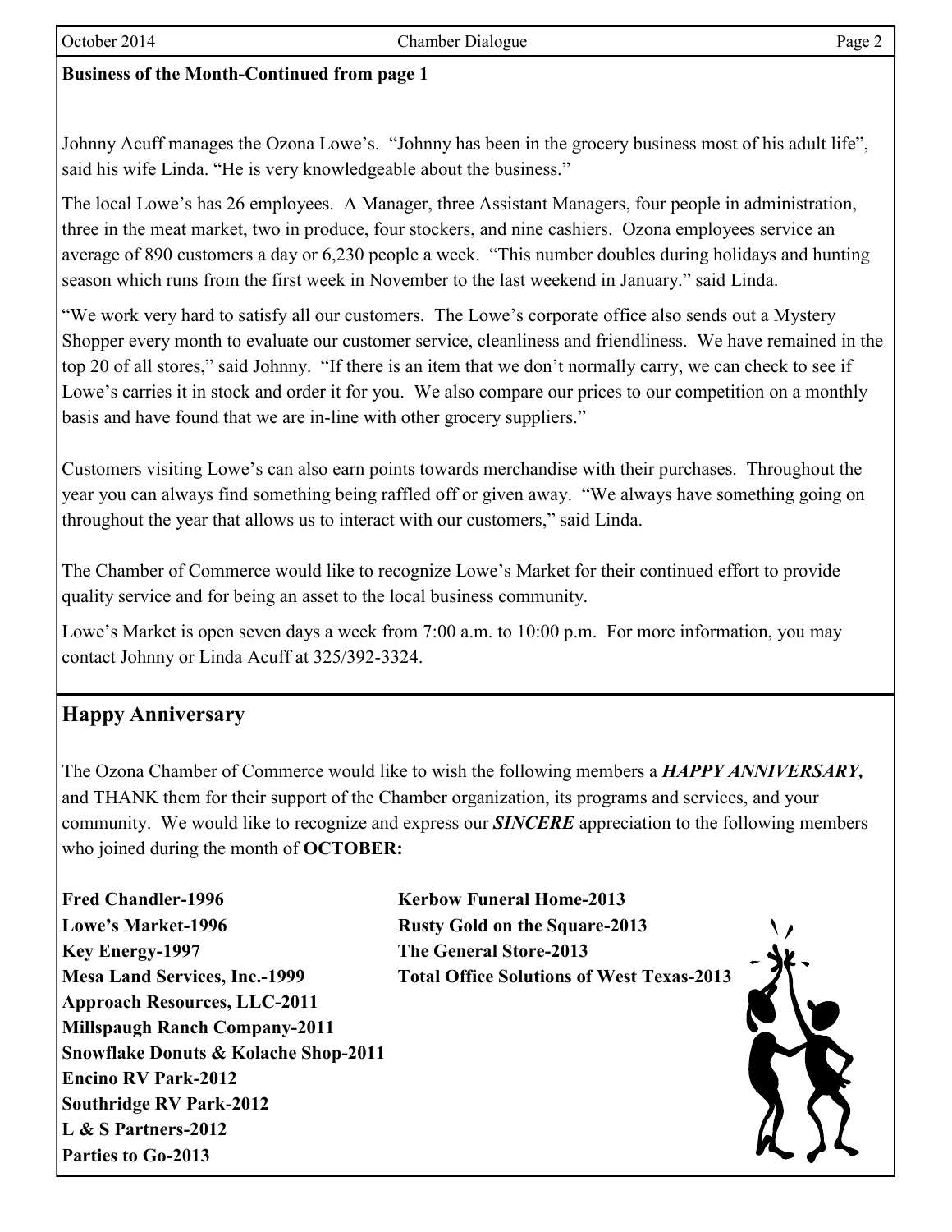**Business of the Month-Continued from page 1**

Johnny Acuff manages the Ozona Lowe's. "Johnny has been in the grocery business most of his adult life", said his wife Linda. "He is very knowledgeable about the business."

The local Lowe's has 26 employees. A Manager, three Assistant Managers, four people in administration, three in the meat market, two in produce, four stockers, and nine cashiers. Ozona employees service an average of 890 customers a day or 6,230 people a week. "This number doubles during holidays and hunting season which runs from the first week in November to the last weekend in January." said Linda.

"We work very hard to satisfy all our customers. The Lowe's corporate office also sends out a Mystery Shopper every month to evaluate our customer service, cleanliness and friendliness. We have remained in the top 20 of all stores," said Johnny. "If there is an item that we don't normally carry, we can check to see if Lowe's carries it in stock and order it for you. We also compare our prices to our competition on a monthly basis and have found that we are in-line with other grocery suppliers."

Customers visiting Lowe's can also earn points towards merchandise with their purchases. Throughout the year you can always find something being raffled off or given away. "We always have something going on throughout the year that allows us to interact with our customers," said Linda.

The Chamber of Commerce would like to recognize Lowe's Market for their continued effort to provide quality service and for being an asset to the local business community.

Lowe's Market is open seven days a week from 7:00 a.m. to 10:00 p.m. For more information, you may contact Johnny or Linda Acuff at 325/392-3324.

## Happy Anniversary

The Ozona Chamber of Commerce would like to wish the following members a ***HAPPY ANNIVERSARY,*** and THANK them for their support of the Chamber organization, its programs and services, and your community. We would like to recognize and express our ***SINCERE*** appreciation to the following members who joined during the month of **OCTOBER:**

**Fred Chandler-1996**
**Lowe's Market-1996**
**Key Energy-1997**
**Mesa Land Services, Inc.-1999**
**Approach Resources, LLC-2011**
**Millspaugh Ranch Company-2011**
**Snowflake Donuts & Kolache Shop-2011**
**Encino RV Park-2012**
**Southridge RV Park-2012**
**L & S Partners-2012**
**Parties to Go-2013**
**Kerbow Funeral Home-2013**
**Rusty Gold on the Square-2013**
**The General Store-2013**
**Total Office Solutions of West Texas-2013**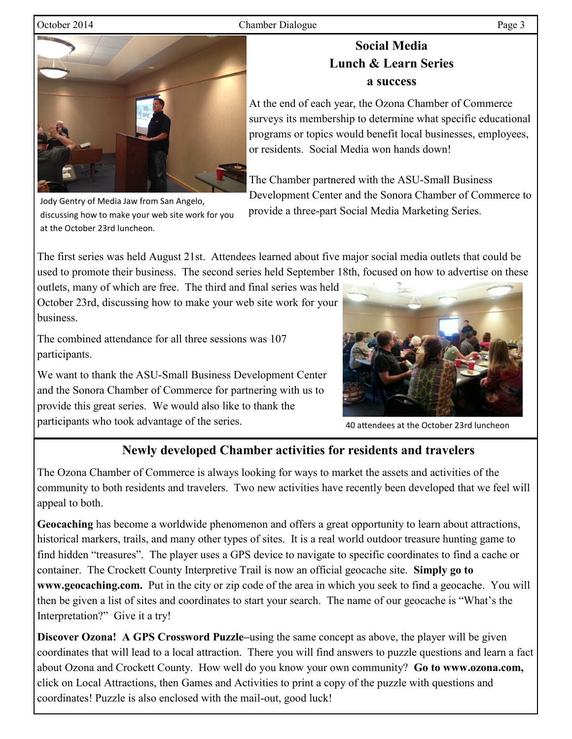## Social Media Lunch & Learn Series a success

Jody Gentry of Media Jaw from San Angelo, discussing how to make your web site work for you at the October 23rd luncheon.

At the end of each year, the Ozona Chamber of Commerce surveys its membership to determine what specific educational programs or topics would benefit local businesses, employees, or residents. Social Media won hands down!

The Chamber partnered with the ASU-Small Business Development Center and the Sonora Chamber of Commerce to provide a three-part Social Media Marketing Series.

The first series was held August 21st. Attendees learned about five major social media outlets that could be used to promote their business. The second series held September 18th, focused on how to advertise on these outlets, many of which are free. The third and final series was held October 23rd, discussing how to make your web site work for your business.

The combined attendance for all three sessions was 107 participants.

We want to thank the ASU-Small Business Development Center and the Sonora Chamber of Commerce for partnering with us to provide this great series. We would also like to thank the participants who took advantage of the series.

40 attendees at the October 23rd luncheon

## Newly developed Chamber activities for residents and travelers

The Ozona Chamber of Commerce is always looking for ways to market the assets and activities of the community to both residents and travelers. Two new activities have recently been developed that we feel will appeal to both.

**Geocaching** has become a worldwide phenomenon and offers a great opportunity to learn about attractions, historical markers, trails, and many other types of sites. It is a real world outdoor treasure hunting game to find hidden "treasures". The player uses a GPS device to navigate to specific coordinates to find a cache or container. The Crockett County Interpretive Trail is now an official geocache site. **Simply go to www.geocaching.com.** Put in the city or zip code of the area in which you seek to find a geocache. You will then be given a list of sites and coordinates to start your search. The name of our geocache is "What's the Interpretation?" Give it a try!

**Discover Ozona! A GPS Crossword Puzzle**–using the same concept as above, the player will be given coordinates that will lead to a local attraction. There you will find answers to puzzle questions and learn a fact about Ozona and Crockett County. How well do you know your own community? **Go to www.ozona.com,** click on Local Attractions, then Games and Activities to print a copy of the puzzle with questions and coordinates! Puzzle is also enclosed with the mail-out, good luck!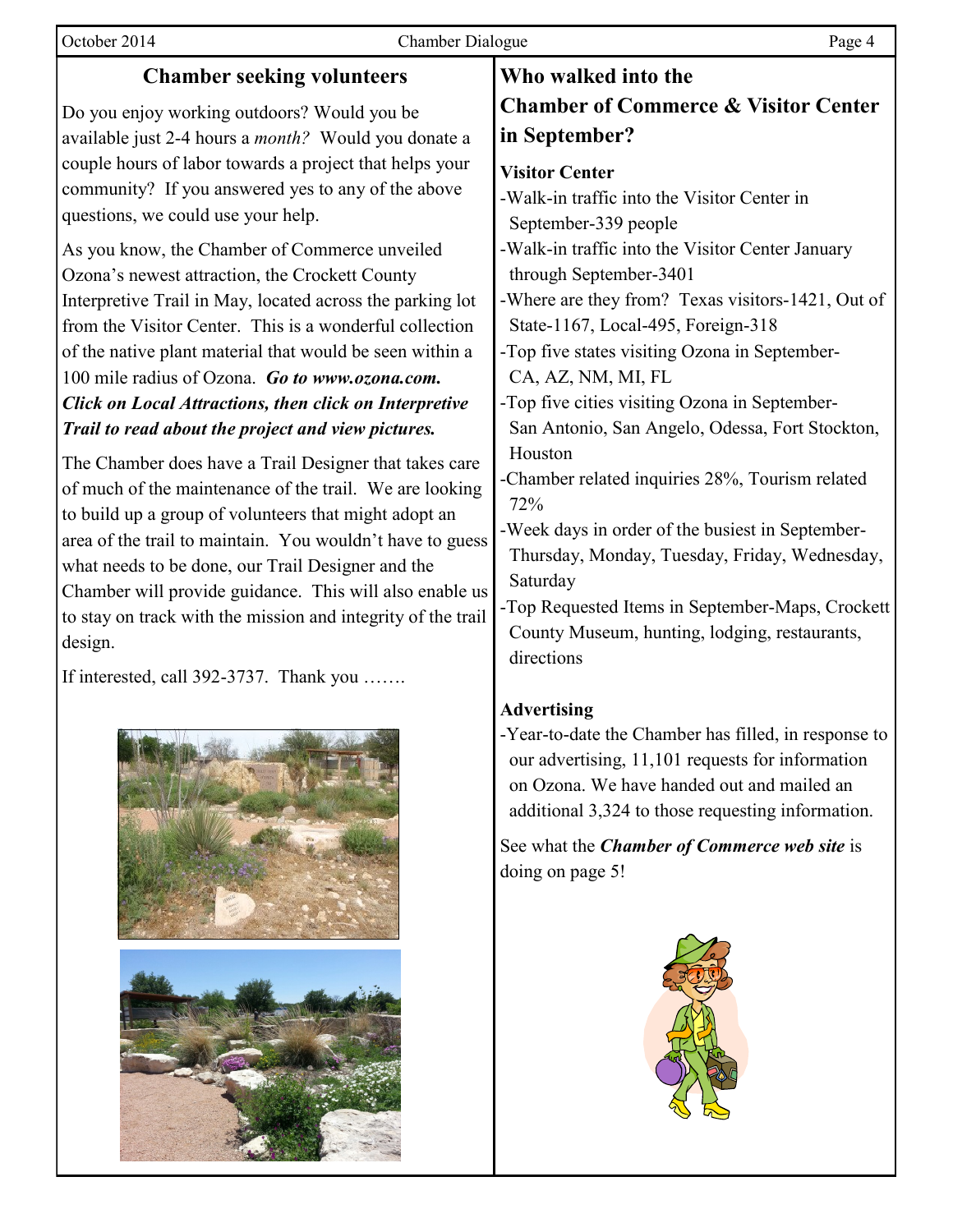## Chamber seeking volunteers

Do you enjoy working outdoors? Would you be available just 2-4 hours a *month?* Would you donate a couple hours of labor towards a project that helps your community? If you answered yes to any of the above questions, we could use your help.

As you know, the Chamber of Commerce unveiled Ozona's newest attraction, the Crockett County Interpretive Trail in May, located across the parking lot from the Visitor Center. This is a wonderful collection of the native plant material that would be seen within a 100 mile radius of Ozona. ***Go to www.ozona.com. Click on Local Attractions, then click on Interpretive Trail to read about the project and view pictures.***

The Chamber does have a Trail Designer that takes care of much of the maintenance of the trail. We are looking to build up a group of volunteers that might adopt an area of the trail to maintain. You wouldn't have to guess what needs to be done, our Trail Designer and the Chamber will provide guidance. This will also enable us to stay on track with the mission and integrity of the trail design.

If interested, call 392-3737. Thank you …….

## Who walked into the Chamber of Commerce & Visitor Center in September?

**Visitor Center**

- Walk-in traffic into the Visitor Center in September-339 people
- Walk-in traffic into the Visitor Center January through September-3401
- Where are they from? Texas visitors-1421, Out of State-1167, Local-495, Foreign-318
- Top five states visiting Ozona in September-CA, AZ, NM, MI, FL
- Top five cities visiting Ozona in September-San Antonio, San Angelo, Odessa, Fort Stockton, Houston
- Chamber related inquiries 28%, Tourism related 72%
- Week days in order of the busiest in September-Thursday, Monday, Tuesday, Friday, Wednesday, Saturday
- Top Requested Items in September-Maps, Crockett County Museum, hunting, lodging, restaurants, directions

**Advertising**

- Year-to-date the Chamber has filled, in response to our advertising, 11,101 requests for information on Ozona. We have handed out and mailed an additional 3,324 to those requesting information.

See what the ***Chamber of Commerce web site*** is doing on page 5!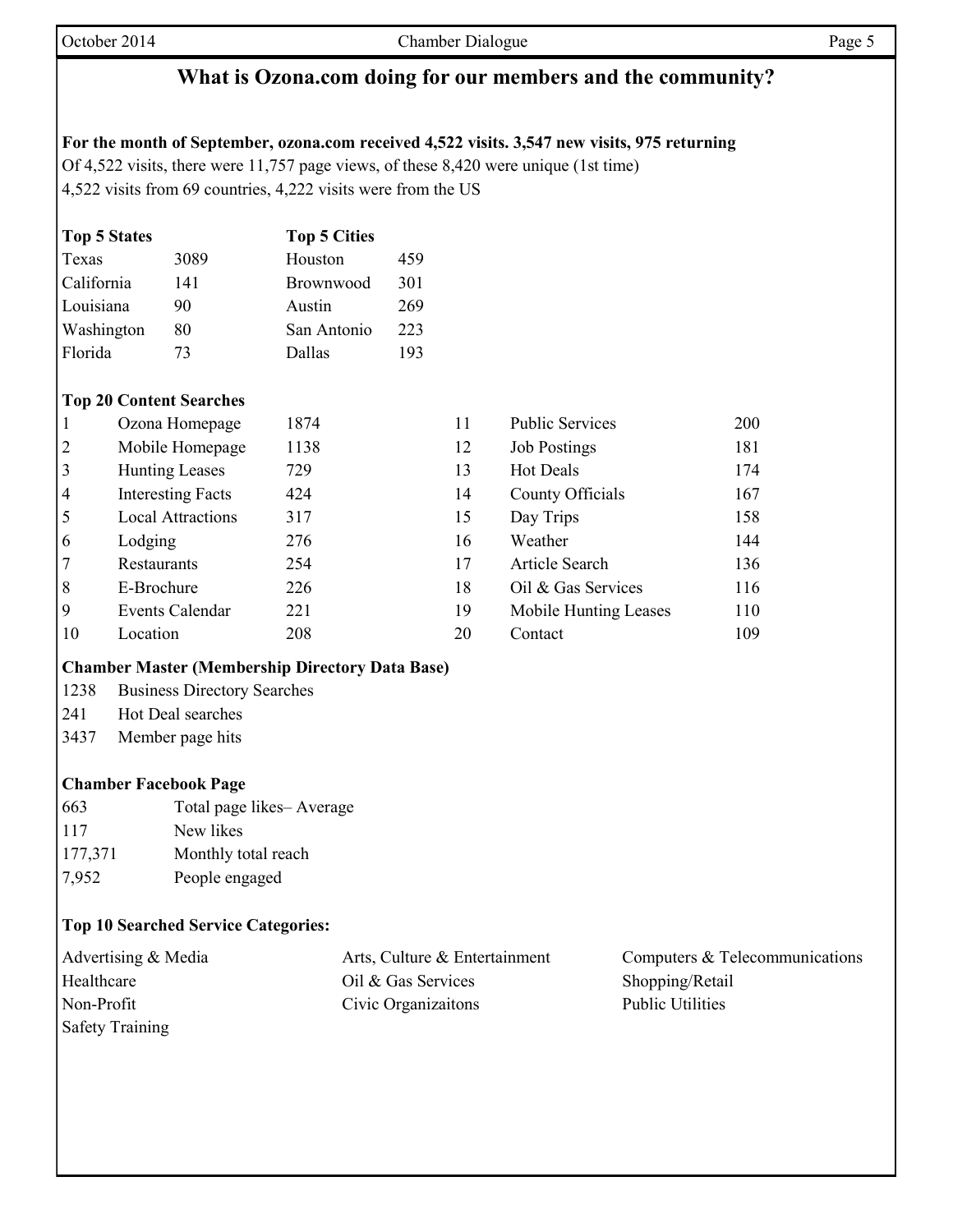## What is Ozona.com doing for our members and the community?

**For the month of September, ozona.com received 4,522 visits. 3,547 new visits, 975 returning**

Of 4,522 visits, there were 11,757 page views, of these 8,420 were unique (1st time)

4,522 visits from 69 countries, 4,222 visits were from the US

| Top 5 States | | Top 5 Cities | |
|---|---|---|---|
| Texas | 3089 | Houston | 459 |
| California | 141 | Brownwood | 301 |
| Louisiana | 90 | Austin | 269 |
| Washington | 80 | San Antonio | 223 |
| Florida | 73 | Dallas | 193 |

**Top 20 Content Searches**

| | | | | | |
|---|---|---|---|---|---|
| 1 | Ozona Homepage | 1874 | 11 | Public Services | 200 |
| 2 | Mobile Homepage | 1138 | 12 | Job Postings | 181 |
| 3 | Hunting Leases | 729 | 13 | Hot Deals | 174 |
| 4 | Interesting Facts | 424 | 14 | County Officials | 167 |
| 5 | Local Attractions | 317 | 15 | Day Trips | 158 |
| 6 | Lodging | 276 | 16 | Weather | 144 |
| 7 | Restaurants | 254 | 17 | Article Search | 136 |
| 8 | E-Brochure | 226 | 18 | Oil & Gas Services | 116 |
| 9 | Events Calendar | 221 | 19 | Mobile Hunting Leases | 110 |
| 10 | Location | 208 | 20 | Contact | 109 |

**Chamber Master (Membership Directory Data Base)**

1238 Business Directory Searches

241 Hot Deal searches

3437 Member page hits

**Chamber Facebook Page**

663 Total page likes– Average

117 New likes

177,371 Monthly total reach

7,952 People engaged

**Top 10 Searched Service Categories:**

Advertising & Media

Arts, Culture & Entertainment

Computers & Telecommunications

Healthcare

Oil & Gas Services

Shopping/Retail

Non-Profit

Civic Organizaitons

Public Utilities

Safety Training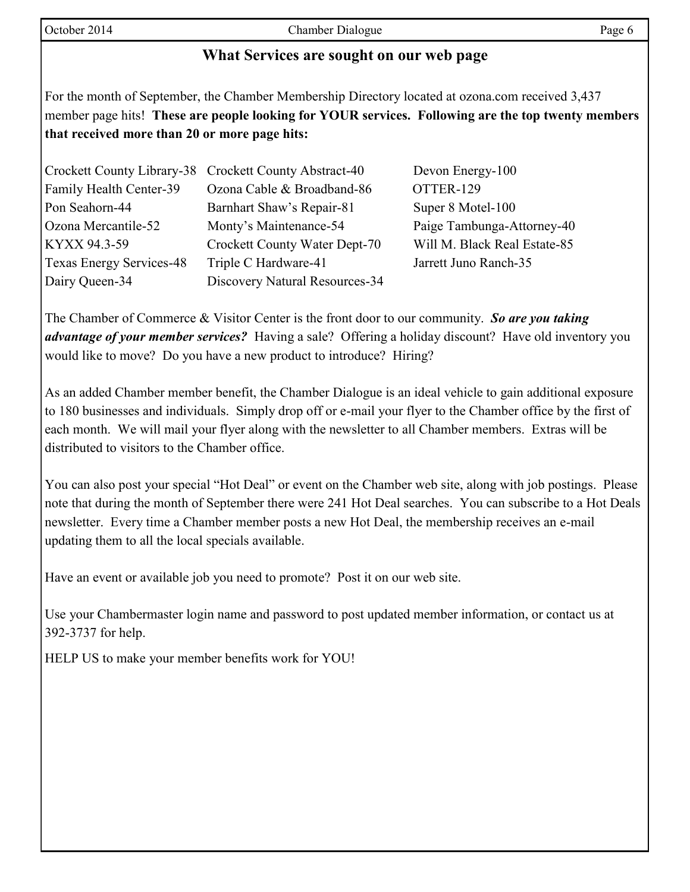## What Services are sought on our web page

For the month of September, the Chamber Membership Directory located at ozona.com received 3,437 member page hits! **These are people looking for YOUR services. Following are the top twenty members that received more than 20 or more page hits:**

| | | |
|---|---|---|
| Crockett County Library-38 | Crockett County Abstract-40 | Devon Energy-100 |
| Family Health Center-39 | Ozona Cable & Broadband-86 | OTTER-129 |
| Pon Seahorn-44 | Barnhart Shaw's Repair-81 | Super 8 Motel-100 |
| Ozona Mercantile-52 | Monty's Maintenance-54 | Paige Tambunga-Attorney-40 |
| KYXX 94.3-59 | Crockett County Water Dept-70 | Will M. Black Real Estate-85 |
| Texas Energy Services-48 | Triple C Hardware-41 | Jarrett Juno Ranch-35 |
| Dairy Queen-34 | Discovery Natural Resources-34 | |

The Chamber of Commerce & Visitor Center is the front door to our community. ***So are you taking advantage of your member services?*** Having a sale? Offering a holiday discount? Have old inventory you would like to move? Do you have a new product to introduce? Hiring?

As an added Chamber member benefit, the Chamber Dialogue is an ideal vehicle to gain additional exposure to 180 businesses and individuals. Simply drop off or e-mail your flyer to the Chamber office by the first of each month. We will mail your flyer along with the newsletter to all Chamber members. Extras will be distributed to visitors to the Chamber office.

You can also post your special "Hot Deal" or event on the Chamber web site, along with job postings. Please note that during the month of September there were 241 Hot Deal searches. You can subscribe to a Hot Deals newsletter. Every time a Chamber member posts a new Hot Deal, the membership receives an e-mail updating them to all the local specials available.

Have an event or available job you need to promote? Post it on our web site.

Use your Chambermaster login name and password to post updated member information, or contact us at 392-3737 for help.

HELP US to make your member benefits work for YOU!